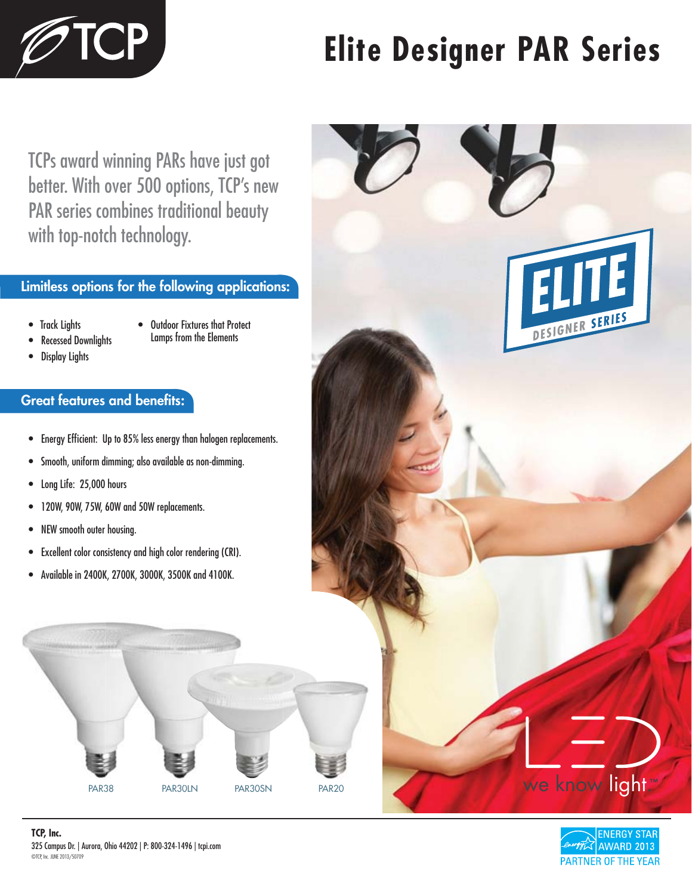# Elite Designer PAR Series

TCPs award winning PARs have just got better. With over 500 options, TCP's new PAR series combines traditional beauty with top-notch technology.

## Limitless options for the following applications:

- Track Lights
- Recessed Downlights
- Display Lights
- Outdoor Fixtures that Protect Lamps from the Elements

## Great features and benefits:

- Energy Efficient: Up to 85% less energy than halogen replacements.
- Smooth, uniform dimming; also available as non-dimming.
- Long Life: 25,000 hours
- 120W, 90W, 75W, 60W and 50W replacements.
- NEW smooth outer housing.
- Excellent color consistency and high color rendering (CRI).
- Available in 2400K, 2700K, 3000K, 3500K and 4100K.

PAR38 PAR30LN PAR30SN PAR20

ELITE DESIGNER SERIES

LED we know light™

**TCP, Inc.**
325 Campus Dr. | Aurora, Ohio 44202 | P: 800-324-1496 | tcpi.com
©TCP, Inc. JUNE 2013/50709

ENERGY STAR AWARD 2013 PARTNER OF THE YEAR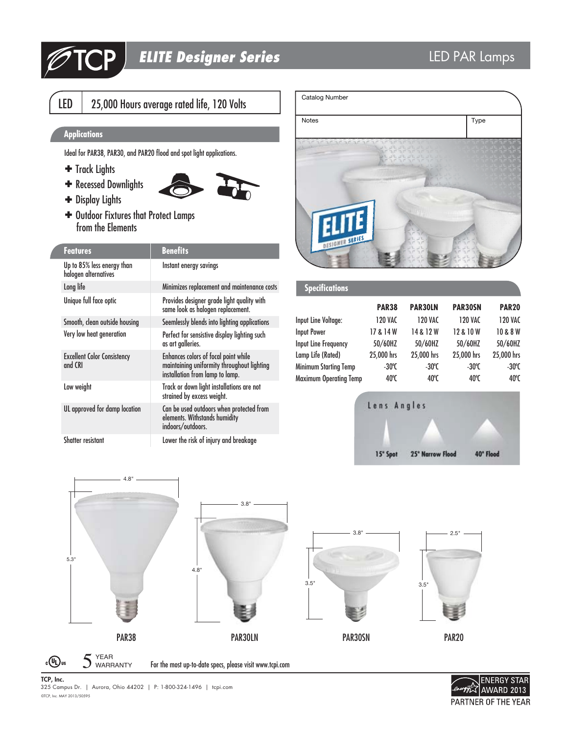# ELITE Designer Series

## LED PAR Lamps

LED | 25,000 Hours average rated life, 120 Volts

| Catalog Number | |
|---|---|
| Notes | Type |

## Applications

Ideal for PAR38, PAR30, and PAR20 flood and spot light applications.

- Track Lights
- Recessed Downlights
- Display Lights
- Outdoor Fixtures that Protect Lamps from the Elements

| Features | Benefits |
|---|---|
| Up to 85% less energy than halogen alternatives | Instant energy savings |
| Long life | Minimizes replacement and maintenance costs |
| Unique full face optic | Provides designer grade light quality with same look as halogen replacement. |
| Smooth, clean outside housing | Seemlessly blends into lighting applications |
| Very low heat generation | Perfect for sensistive display lighting such as art galleries. |
| Excellent Color Consistency and CRI | Enhances colors of focal point while maintaining uniformity throughout lighting installation from lamp to lamp. |
| Low weight | Track or down light installations are not strained by excess weight. |
| UL approved for damp location | Can be used outdoors when protected from elements. Withstands humidity indoors/outdoors. |
| Shatter resistant | Lower the risk of injury and breakage |

## Specifications

| | PAR38 | PAR30LN | PAR30SN | PAR20 |
|---|---|---|---|---|
| Input Line Voltage: | 120 VAC | 120 VAC | 120 VAC | 120 VAC |
| Input Power | 17 & 14 W | 14 & 12 W | 12 & 10 W | 10 & 8 W |
| Input Line Frequency | 50/60HZ | 50/60HZ | 50/60HZ | 50/60HZ |
| Lamp Life (Rated) | 25,000 hrs | 25,000 hrs | 25,000 hrs | 25,000 hrs |
| Minimum Starting Temp | -30ºC | -30ºC | -30ºC | -30ºC |
| Maximum Operating Temp | 40ºC | 40ºC | 40ºC | 40ºC |

Lens Angles

15° Spot | 25° Narrow Flood | 40° Flood

| | Width | Height |
|---|---|---|
| PAR38 | 4.8" | 5.3" |
| PAR30LN | 3.8" | 4.8" |
| PAR30SN | 3.8" | 3.5" |
| PAR20 | 2.5" | 3.5" |

5 YEAR WARRANTY

For the most up-to-date specs, please visit www.tcpi.com

**TCP, Inc.**
325 Campus Dr. | Aurora, Ohio 44202 | P: 1-800-324-1496 | tcpi.com
©TCP, Inc. MAY 2013/50595

ENERGY STAR AWARD 2013 PARTNER OF THE YEAR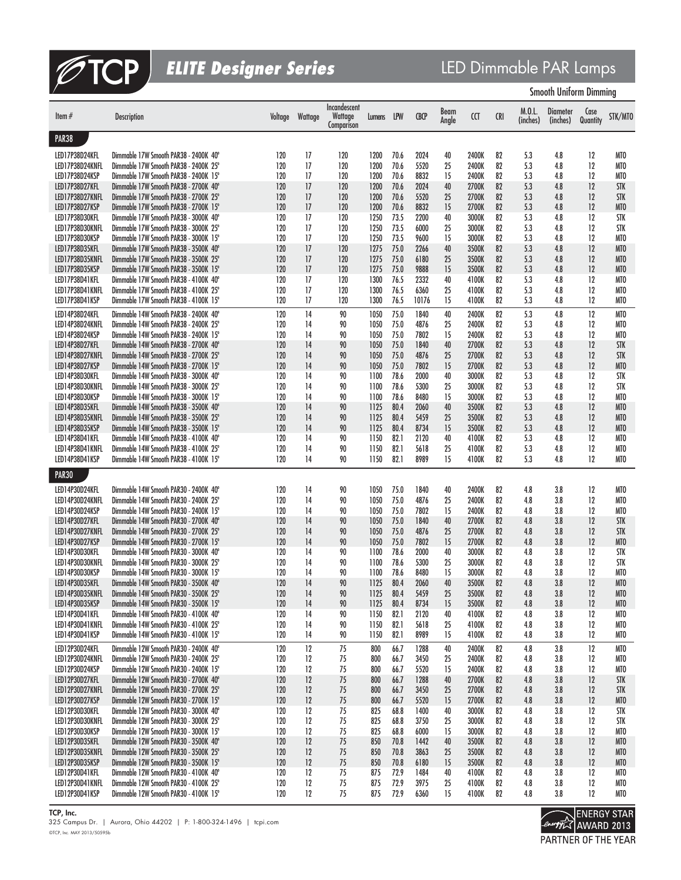# TCP ELITE Designer Series

## LED Dimmable PAR Lamps

Smooth Uniform Dimming

| Item # | Description | Voltage | Wattage | Incandescent Wattage Comparison | Lumens | LPW | CBCP | Beam Angle | CCT | CRI | M.O.L. (inches) | Diameter (inches) | Case Quantity | STK/MTO |
|---|---|---|---|---|---|---|---|---|---|---|---|---|---|---|
| **PAR38** | | | | | | | | | | | | | | |
| LED17P38D24KFL | Dimmable 17W Smooth PAR38 - 2400K 40° | 120 | 17 | 120 | 1200 | 70.6 | 2024 | 40 | 2400K | 82 | 5.3 | 4.8 | 12 | MTO |
| LED17P38D24KNFL | Dimmable 17W Smooth PAR38 - 2400K 25° | 120 | 17 | 120 | 1200 | 70.6 | 5520 | 25 | 2400K | 82 | 5.3 | 4.8 | 12 | MTO |
| LED17P38D24KSP | Dimmable 17W Smooth PAR38 - 2400K 15° | 120 | 17 | 120 | 1200 | 70.6 | 8832 | 15 | 2400K | 82 | 5.3 | 4.8 | 12 | MTO |
| LED17P38D27KFL | Dimmable 17W Smooth PAR38 - 2700K 40° | 120 | 17 | 120 | 1200 | 70.6 | 2024 | 40 | 2700K | 82 | 5.3 | 4.8 | 12 | STK |
| LED17P38D27KNFL | Dimmable 17W Smooth PAR38 - 2700K 25° | 120 | 17 | 120 | 1200 | 70.6 | 5520 | 25 | 2700K | 82 | 5.3 | 4.8 | 12 | STK |
| LED17P38D27KSP | Dimmable 17W Smooth PAR38 - 2700K 15° | 120 | 17 | 120 | 1200 | 70.6 | 8832 | 15 | 2700K | 82 | 5.3 | 4.8 | 12 | MTO |
| LED17P38D30KFL | Dimmable 17W Smooth PAR38 - 3000K 40° | 120 | 17 | 120 | 1250 | 73.5 | 2200 | 40 | 3000K | 82 | 5.3 | 4.8 | 12 | STK |
| LED17P38D30KNFL | Dimmable 17W Smooth PAR38 - 3000K 25° | 120 | 17 | 120 | 1250 | 73.5 | 6000 | 25 | 3000K | 82 | 5.3 | 4.8 | 12 | STK |
| LED17P38D30KSP | Dimmable 17W Smooth PAR38 - 3000K 15° | 120 | 17 | 120 | 1250 | 73.5 | 9600 | 15 | 3000K | 82 | 5.3 | 4.8 | 12 | MTO |
| LED17P38D35KFL | Dimmable 17W Smooth PAR38 - 3500K 40° | 120 | 17 | 120 | 1275 | 75.0 | 2266 | 40 | 3500K | 82 | 5.3 | 4.8 | 12 | MTO |
| LED17P38D35KNFL | Dimmable 17W Smooth PAR38 - 3500K 25° | 120 | 17 | 120 | 1275 | 75.0 | 6180 | 25 | 3500K | 82 | 5.3 | 4.8 | 12 | MTO |
| LED17P38D35KSP | Dimmable 17W Smooth PAR38 - 3500K 15° | 120 | 17 | 120 | 1275 | 75.0 | 9888 | 15 | 3500K | 82 | 5.3 | 4.8 | 12 | MTO |
| LED17P38D41KFL | Dimmable 17W Smooth PAR38 - 4100K 40° | 120 | 17 | 120 | 1300 | 76.5 | 2332 | 40 | 4100K | 82 | 5.3 | 4.8 | 12 | MTO |
| LED17P38D41KNFL | Dimmable 17W Smooth PAR38 - 4100K 25° | 120 | 17 | 120 | 1300 | 76.5 | 6360 | 25 | 4100K | 82 | 5.3 | 4.8 | 12 | MTO |
| LED17P38D41KSP | Dimmable 17W Smooth PAR38 - 4100K 15° | 120 | 17 | 120 | 1300 | 76.5 | 10176 | 15 | 4100K | 82 | 5.3 | 4.8 | 12 | MTO |
| LED14P38D24KFL | Dimmable 14W Smooth PAR38 - 2400K 40° | 120 | 14 | 90 | 1050 | 75.0 | 1840 | 40 | 2400K | 82 | 5.3 | 4.8 | 12 | MTO |
| LED14P38D24KNFL | Dimmable 14W Smooth PAR38 - 2400K 25° | 120 | 14 | 90 | 1050 | 75.0 | 4876 | 25 | 2400K | 82 | 5.3 | 4.8 | 12 | MTO |
| LED14P38D24KSP | Dimmable 14W Smooth PAR38 - 2400K 15° | 120 | 14 | 90 | 1050 | 75.0 | 7802 | 15 | 2400K | 82 | 5.3 | 4.8 | 12 | MTO |
| LED14P38D27KFL | Dimmable 14W Smooth PAR38 - 2700K 40° | 120 | 14 | 90 | 1050 | 75.0 | 1840 | 40 | 2700K | 82 | 5.3 | 4.8 | 12 | STK |
| LED14P38D27KNFL | Dimmable 14W Smooth PAR38 - 2700K 25° | 120 | 14 | 90 | 1050 | 75.0 | 4876 | 25 | 2700K | 82 | 5.3 | 4.8 | 12 | STK |
| LED14P38D27KSP | Dimmable 14W Smooth PAR38 - 2700K 15° | 120 | 14 | 90 | 1050 | 75.0 | 7802 | 15 | 2700K | 82 | 5.3 | 4.8 | 12 | MTO |
| LED14P38D30KFL | Dimmable 14W Smooth PAR38 - 3000K 40° | 120 | 14 | 90 | 1100 | 78.6 | 2000 | 40 | 3000K | 82 | 5.3 | 4.8 | 12 | STK |
| LED14P38D30KNFL | Dimmable 14W Smooth PAR38 - 3000K 25° | 120 | 14 | 90 | 1100 | 78.6 | 5300 | 25 | 3000K | 82 | 5.3 | 4.8 | 12 | STK |
| LED14P38D30KSP | Dimmable 14W Smooth PAR38 - 3000K 15° | 120 | 14 | 90 | 1100 | 78.6 | 8480 | 15 | 3000K | 82 | 5.3 | 4.8 | 12 | MTO |
| LED14P38D35KFL | Dimmable 14W Smooth PAR38 - 3500K 40° | 120 | 14 | 90 | 1125 | 80.4 | 2060 | 40 | 3500K | 82 | 5.3 | 4.8 | 12 | MTO |
| LED14P38D35KNFL | Dimmable 14W Smooth PAR38 - 3500K 25° | 120 | 14 | 90 | 1125 | 80.4 | 5459 | 25 | 3500K | 82 | 5.3 | 4.8 | 12 | MTO |
| LED14P38D35KSP | Dimmable 14W Smooth PAR38 - 3500K 15° | 120 | 14 | 90 | 1125 | 80.4 | 8734 | 15 | 3500K | 82 | 5.3 | 4.8 | 12 | MTO |
| LED14P38D41KFL | Dimmable 14W Smooth PAR38 - 4100K 40° | 120 | 14 | 90 | 1150 | 82.1 | 2120 | 40 | 4100K | 82 | 5.3 | 4.8 | 12 | MTO |
| LED14P38D41KNFL | Dimmable 14W Smooth PAR38 - 4100K 25° | 120 | 14 | 90 | 1150 | 82.1 | 5618 | 25 | 4100K | 82 | 5.3 | 4.8 | 12 | MTO |
| LED14P38D41KSP | Dimmable 14W Smooth PAR38 - 4100K 15° | 120 | 14 | 90 | 1150 | 82.1 | 8989 | 15 | 4100K | 82 | 5.3 | 4.8 | 12 | MTO |
| **PAR30** | | | | | | | | | | | | | | |
| LED14P30D24KFL | Dimmable 14W Smooth PAR30 - 2400K 40° | 120 | 14 | 90 | 1050 | 75.0 | 1840 | 40 | 2400K | 82 | 4.8 | 3.8 | 12 | MTO |
| LED14P30D24KNFL | Dimmable 14W Smooth PAR30 - 2400K 25° | 120 | 14 | 90 | 1050 | 75.0 | 4876 | 25 | 2400K | 82 | 4.8 | 3.8 | 12 | MTO |
| LED14P30D24KSP | Dimmable 14W Smooth PAR30 - 2400K 15° | 120 | 14 | 90 | 1050 | 75.0 | 7802 | 15 | 2400K | 82 | 4.8 | 3.8 | 12 | MTO |
| LED14P30D27KFL | Dimmable 14W Smooth PAR30 - 2700K 40° | 120 | 14 | 90 | 1050 | 75.0 | 1840 | 40 | 2700K | 82 | 4.8 | 3.8 | 12 | STK |
| LED14P30D27KNFL | Dimmable 14W Smooth PAR30 - 2700K 25° | 120 | 14 | 90 | 1050 | 75.0 | 4876 | 25 | 2700K | 82 | 4.8 | 3.8 | 12 | STK |
| LED14P30D27KSP | Dimmable 14W Smooth PAR30 - 2700K 15° | 120 | 14 | 90 | 1050 | 75.0 | 7802 | 15 | 2700K | 82 | 4.8 | 3.8 | 12 | MTO |
| LED14P30D30KFL | Dimmable 14W Smooth PAR30 - 3000K 40° | 120 | 14 | 90 | 1100 | 78.6 | 2000 | 40 | 3000K | 82 | 4.8 | 3.8 | 12 | STK |
| LED14P30D30KNFL | Dimmable 14W Smooth PAR30 - 3000K 25° | 120 | 14 | 90 | 1100 | 78.6 | 5300 | 25 | 3000K | 82 | 4.8 | 3.8 | 12 | STK |
| LED14P30D30KSP | Dimmable 14W Smooth PAR30 - 3000K 15° | 120 | 14 | 90 | 1100 | 78.6 | 8480 | 15 | 3000K | 82 | 4.8 | 3.8 | 12 | MTO |
| LED14P30D35KFL | Dimmable 14W Smooth PAR30 - 3500K 40° | 120 | 14 | 90 | 1125 | 80.4 | 2060 | 40 | 3500K | 82 | 4.8 | 3.8 | 12 | MTO |
| LED14P30D35KNFL | Dimmable 14W Smooth PAR30 - 3500K 25° | 120 | 14 | 90 | 1125 | 80.4 | 5459 | 25 | 3500K | 82 | 4.8 | 3.8 | 12 | MTO |
| LED14P30D35KSP | Dimmable 14W Smooth PAR30 - 3500K 15° | 120 | 14 | 90 | 1125 | 80.4 | 8734 | 15 | 3500K | 82 | 4.8 | 3.8 | 12 | MTO |
| LED14P30D41KFL | Dimmable 14W Smooth PAR30 - 4100K 40° | 120 | 14 | 90 | 1150 | 82.1 | 2120 | 40 | 4100K | 82 | 4.8 | 3.8 | 12 | MTO |
| LED14P30D41KNFL | Dimmable 14W Smooth PAR30 - 4100K 25° | 120 | 14 | 90 | 1150 | 82.1 | 5618 | 25 | 4100K | 82 | 4.8 | 3.8 | 12 | MTO |
| LED14P30D41KSP | Dimmable 14W Smooth PAR30 - 4100K 15° | 120 | 14 | 90 | 1150 | 82.1 | 8989 | 15 | 4100K | 82 | 4.8 | 3.8 | 12 | MTO |
| LED12P30D24KFL | Dimmable 12W Smooth PAR30 - 2400K 40° | 120 | 12 | 75 | 800 | 66.7 | 1288 | 40 | 2400K | 82 | 4.8 | 3.8 | 12 | MTO |
| LED12P30D24KNFL | Dimmable 12W Smooth PAR30 - 2400K 25° | 120 | 12 | 75 | 800 | 66.7 | 3450 | 25 | 2400K | 82 | 4.8 | 3.8 | 12 | MTO |
| LED12P30D24KSP | Dimmable 12W Smooth PAR30 - 2400K 15° | 120 | 12 | 75 | 800 | 66.7 | 5520 | 15 | 2400K | 82 | 4.8 | 3.8 | 12 | MTO |
| LED12P30D27KFL | Dimmable 12W Smooth PAR30 - 2700K 40° | 120 | 12 | 75 | 800 | 66.7 | 1288 | 40 | 2700K | 82 | 4.8 | 3.8 | 12 | STK |
| LED12P30D27KNFL | Dimmable 12W Smooth PAR30 - 2700K 25° | 120 | 12 | 75 | 800 | 66.7 | 3450 | 25 | 2700K | 82 | 4.8 | 3.8 | 12 | STK |
| LED12P30D27KSP | Dimmable 12W Smooth PAR30 - 2700K 15° | 120 | 12 | 75 | 800 | 66.7 | 5520 | 15 | 2700K | 82 | 4.8 | 3.8 | 12 | MTO |
| LED12P30D30KFL | Dimmable 12W Smooth PAR30 - 3000K 40° | 120 | 12 | 75 | 825 | 68.8 | 1400 | 40 | 3000K | 82 | 4.8 | 3.8 | 12 | STK |
| LED12P30D30KNFL | Dimmable 12W Smooth PAR30 - 3000K 25° | 120 | 12 | 75 | 825 | 68.8 | 3750 | 25 | 3000K | 82 | 4.8 | 3.8 | 12 | STK |
| LED12P30D30KSP | Dimmable 12W Smooth PAR30 - 3000K 15° | 120 | 12 | 75 | 825 | 68.8 | 6000 | 15 | 3000K | 82 | 4.8 | 3.8 | 12 | MTO |
| LED12P30D35KFL | Dimmable 12W Smooth PAR30 - 3500K 40° | 120 | 12 | 75 | 850 | 70.8 | 1442 | 40 | 3500K | 82 | 4.8 | 3.8 | 12 | MTO |
| LED12P30D35KNFL | Dimmable 12W Smooth PAR30 - 3500K 25° | 120 | 12 | 75 | 850 | 70.8 | 3863 | 25 | 3500K | 82 | 4.8 | 3.8 | 12 | MTO |
| LED12P30D35KSP | Dimmable 12W Smooth PAR30 - 3500K 15° | 120 | 12 | 75 | 850 | 70.8 | 6180 | 15 | 3500K | 82 | 4.8 | 3.8 | 12 | MTO |
| LED12P30D41KFL | Dimmable 12W Smooth PAR30 - 4100K 40° | 120 | 12 | 75 | 875 | 72.9 | 1484 | 40 | 4100K | 82 | 4.8 | 3.8 | 12 | MTO |
| LED12P30D41KNFL | Dimmable 12W Smooth PAR30 - 4100K 25° | 120 | 12 | 75 | 875 | 72.9 | 3975 | 25 | 4100K | 82 | 4.8 | 3.8 | 12 | MTO |
| LED12P30D41KSP | Dimmable 12W Smooth PAR30 - 4100K 15° | 120 | 12 | 75 | 875 | 72.9 | 6360 | 15 | 4100K | 82 | 4.8 | 3.8 | 12 | MTO |

**TCP, Inc.**
325 Campus Dr. | Aurora, Ohio 44202 | P: 1-800-324-1496 | tcpi.com
©TCP, Inc. MAY 2013/50595b

ENERGY STAR AWARD 2013 PARTNER OF THE YEAR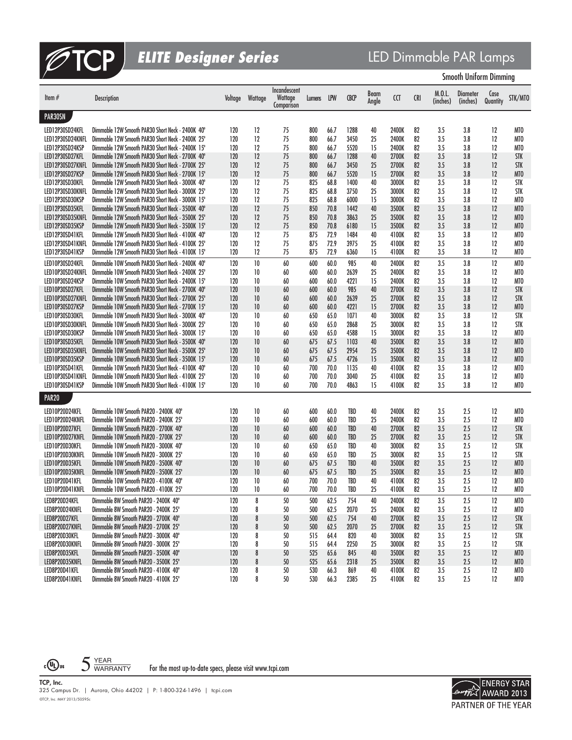# TCP ELITE Designer Series

## LED Dimmable PAR Lamps

Smooth Uniform Dimming

| Item # | Description | Voltage | Wattage | Incandescent Wattage Comparison | Lumens | LPW | CBCP | Beam Angle | CCT | CRI | M.O.L. (inches) | Diameter (inches) | Case Quantity | STK/MTO |
|---|---|---|---|---|---|---|---|---|---|---|---|---|---|---|
| **PAR30SN** | | | | | | | | | | | | | | |
| LED12P30SD24KFL | Dimmable 12W Smooth PAR30 Short Neck - 2400K 40° | 120 | 12 | 75 | 800 | 66.7 | 1288 | 40 | 2400K | 82 | 3.5 | 3.8 | 12 | MTO |
| LED12P30SD24KNFL | Dimmable 12W Smooth PAR30 Short Neck - 2400K 25° | 120 | 12 | 75 | 800 | 66.7 | 3450 | 25 | 2400K | 82 | 3.5 | 3.8 | 12 | MTO |
| LED12P30SD24KSP | Dimmable 12W Smooth PAR30 Short Neck - 2400K 15° | 120 | 12 | 75 | 800 | 66.7 | 5520 | 15 | 2400K | 82 | 3.5 | 3.8 | 12 | MTO |
| LED12P30SD27KFL | Dimmable 12W Smooth PAR30 Short Neck - 2700K 40° | 120 | 12 | 75 | 800 | 66.7 | 1288 | 40 | 2700K | 82 | 3.5 | 3.8 | 12 | STK |
| LED12P30SD27KNFL | Dimmable 12W Smooth PAR30 Short Neck - 2700K 25° | 120 | 12 | 75 | 800 | 66.7 | 3450 | 25 | 2700K | 82 | 3.5 | 3.8 | 12 | STK |
| LED12P30SD27KSP | Dimmable 12W Smooth PAR30 Short Neck - 2700K 15° | 120 | 12 | 75 | 800 | 66.7 | 5520 | 15 | 2700K | 82 | 3.5 | 3.8 | 12 | MTO |
| LED12P30SD30KFL | Dimmable 12W Smooth PAR30 Short Neck - 3000K 40° | 120 | 12 | 75 | 825 | 68.8 | 1400 | 40 | 3000K | 82 | 3.5 | 3.8 | 12 | STK |
| LED12P30SD30KNFL | Dimmable 12W Smooth PAR30 Short Neck - 3000K 25° | 120 | 12 | 75 | 825 | 68.8 | 3750 | 25 | 3000K | 82 | 3.5 | 3.8 | 12 | STK |
| LED12P30SD30KSP | Dimmable 12W Smooth PAR30 Short Neck - 3000K 15° | 120 | 12 | 75 | 825 | 68.8 | 6000 | 15 | 3000K | 82 | 3.5 | 3.8 | 12 | MTO |
| LED12P30SD35KFL | Dimmable 12W Smooth PAR30 Short Neck - 3500K 40° | 120 | 12 | 75 | 850 | 70.8 | 1442 | 40 | 3500K | 82 | 3.5 | 3.8 | 12 | MTO |
| LED12P30SD35KNFL | Dimmable 12W Smooth PAR30 Short Neck - 3500K 25° | 120 | 12 | 75 | 850 | 70.8 | 3863 | 25 | 3500K | 82 | 3.5 | 3.8 | 12 | MTO |
| LED12P30SD35KSP | Dimmable 12W Smooth PAR30 Short Neck - 3500K 15° | 120 | 12 | 75 | 850 | 70.8 | 6180 | 15 | 3500K | 82 | 3.5 | 3.8 | 12 | MTO |
| LED12P30SD41KFL | Dimmable 12W Smooth PAR30 Short Neck - 4100K 40° | 120 | 12 | 75 | 875 | 72.9 | 1484 | 40 | 4100K | 82 | 3.5 | 3.8 | 12 | MTO |
| LED12P30SD41KNFL | Dimmable 12W Smooth PAR30 Short Neck - 4100K 25° | 120 | 12 | 75 | 875 | 72.9 | 3975 | 25 | 4100K | 82 | 3.5 | 3.8 | 12 | MTO |
| LED12P30SD41KSP | Dimmable 12W Smooth PAR30 Short Neck - 4100K 15° | 120 | 12 | 75 | 875 | 72.9 | 6360 | 15 | 4100K | 82 | 3.5 | 3.8 | 12 | MTO |
| LED10P30SD24KFL | Dimmable 10W Smooth PAR30 Short Neck - 2400K 40° | 120 | 10 | 60 | 600 | 60.0 | 985 | 40 | 2400K | 82 | 3.5 | 3.8 | 12 | MTO |
| LED10P30SD24KNFL | Dimmable 10W Smooth PAR30 Short Neck - 2400K 25° | 120 | 10 | 60 | 600 | 60.0 | 2639 | 25 | 2400K | 82 | 3.5 | 3.8 | 12 | MTO |
| LED10P30SD24KSP | Dimmable 10W Smooth PAR30 Short Neck - 2400K 15° | 120 | 10 | 60 | 600 | 60.0 | 4221 | 15 | 2400K | 82 | 3.5 | 3.8 | 12 | MTO |
| LED10P30SD27KFL | Dimmable 10W Smooth PAR30 Short Neck - 2700K 40° | 120 | 10 | 60 | 600 | 60.0 | 985 | 40 | 2700K | 82 | 3.5 | 3.8 | 12 | STK |
| LED10P30SD27KNFL | Dimmable 10W Smooth PAR30 Short Neck - 2700K 25° | 120 | 10 | 60 | 600 | 60.0 | 2639 | 25 | 2700K | 82 | 3.5 | 3.8 | 12 | STK |
| LED10P30SD27KSP | Dimmable 10W Smooth PAR30 Short Neck - 2700K 15° | 120 | 10 | 60 | 600 | 60.0 | 4221 | 15 | 2700K | 82 | 3.5 | 3.8 | 12 | MTO |
| LED10P30SD30KFL | Dimmable 10W Smooth PAR30 Short Neck - 3000K 40° | 120 | 10 | 60 | 650 | 65.0 | 1071 | 40 | 3000K | 82 | 3.5 | 3.8 | 12 | STK |
| LED10P30SD30KNFL | Dimmable 10W Smooth PAR30 Short Neck - 3000K 25° | 120 | 10 | 60 | 650 | 65.0 | 2868 | 25 | 3000K | 82 | 3.5 | 3.8 | 12 | STK |
| LED10P30SD30KSP | Dimmable 10W Smooth PAR30 Short Neck - 3000K 15° | 120 | 10 | 60 | 650 | 65.0 | 4588 | 15 | 3000K | 82 | 3.5 | 3.8 | 12 | MTO |
| LED10P30SD35KFL | Dimmable 10W Smooth PAR30 Short Neck - 3500K 40° | 120 | 10 | 60 | 675 | 67.5 | 1103 | 40 | 3500K | 82 | 3.5 | 3.8 | 12 | MTO |
| LED10P30SD35KNFL | Dimmable 10W Smooth PAR30 Short Neck - 3500K 25° | 120 | 10 | 60 | 675 | 67.5 | 2954 | 25 | 3500K | 82 | 3.5 | 3.8 | 12 | MTO |
| LED10P30SD35KSP | Dimmable 10W Smooth PAR30 Short Neck - 3500K 15° | 120 | 10 | 60 | 675 | 67.5 | 4726 | 15 | 3500K | 82 | 3.5 | 3.8 | 12 | MTO |
| LED10P30SD41KFL | Dimmable 10W Smooth PAR30 Short Neck - 4100K 40° | 120 | 10 | 60 | 700 | 70.0 | 1135 | 40 | 4100K | 82 | 3.5 | 3.8 | 12 | MTO |
| LED10P30SD41KNFL | Dimmable 10W Smooth PAR30 Short Neck - 4100K 25° | 120 | 10 | 60 | 700 | 70.0 | 3040 | 25 | 4100K | 82 | 3.5 | 3.8 | 12 | MTO |
| LED10P30SD41KSP | Dimmable 10W Smooth PAR30 Short Neck - 4100K 15° | 120 | 10 | 60 | 700 | 70.0 | 4863 | 15 | 4100K | 82 | 3.5 | 3.8 | 12 | MTO |
| **PAR20** | | | | | | | | | | | | | | |
| LED10P20D24KFL | Dimmable 10W Smooth PAR20 - 2400K 40° | 120 | 10 | 60 | 600 | 60.0 | TBD | 40 | 2400K | 82 | 3.5 | 2.5 | 12 | MTO |
| LED10P20D24KNFL | Dimmable 10W Smooth PAR20 - 2400K 25° | 120 | 10 | 60 | 600 | 60.0 | TBD | 25 | 2400K | 82 | 3.5 | 2.5 | 12 | MTO |
| LED10P20D27KFL | Dimmable 10W Smooth PAR20 - 2700K 40° | 120 | 10 | 60 | 600 | 60.0 | TBD | 40 | 2700K | 82 | 3.5 | 2.5 | 12 | STK |
| LED10P20D27KNFL | Dimmable 10W Smooth PAR20 - 2700K 25° | 120 | 10 | 60 | 600 | 60.0 | TBD | 25 | 2700K | 82 | 3.5 | 2.5 | 12 | STK |
| LED10P20D30KFL | Dimmable 10W Smooth PAR20 - 3000K 40° | 120 | 10 | 60 | 650 | 65.0 | TBD | 40 | 3000K | 82 | 3.5 | 2.5 | 12 | STK |
| LED10P20D30KNFL | Dimmable 10W Smooth PAR20 - 3000K 25° | 120 | 10 | 60 | 650 | 65.0 | TBD | 25 | 3000K | 82 | 3.5 | 2.5 | 12 | STK |
| LED10P20D35KFL | Dimmable 10W Smooth PAR20 - 3500K 40° | 120 | 10 | 60 | 675 | 67.5 | TBD | 40 | 3500K | 82 | 3.5 | 2.5 | 12 | MTO |
| LED10P20D35KNFL | Dimmable 10W Smooth PAR20 - 3500K 25° | 120 | 10 | 60 | 675 | 67.5 | TBD | 25 | 3500K | 82 | 3.5 | 2.5 | 12 | MTO |
| LED10P20D41KFL | Dimmable 10W Smooth PAR20 - 4100K 40° | 120 | 10 | 60 | 700 | 70.0 | TBD | 40 | 4100K | 82 | 3.5 | 2.5 | 12 | MTO |
| LED10P20D41KNFL | Dimmable 10W Smooth PAR20 - 4100K 25° | 120 | 10 | 60 | 700 | 70.0 | TBD | 25 | 4100K | 82 | 3.5 | 2.5 | 12 | MTO |
| LED8P20D24KFL | Dimmable 8W Smooth PAR20 - 2400K 40° | 120 | 8 | 50 | 500 | 62.5 | 754 | 40 | 2400K | 82 | 3.5 | 2.5 | 12 | MTO |
| LED8P20D24KNFL | Dimmable 8W Smooth PAR20 - 2400K 25° | 120 | 8 | 50 | 500 | 62.5 | 2070 | 25 | 2400K | 82 | 3.5 | 2.5 | 12 | MTO |
| LED8P20D27KFL | Dimmable 8W Smooth PAR20 - 2700K 40° | 120 | 8 | 50 | 500 | 62.5 | 754 | 40 | 2700K | 82 | 3.5 | 2.5 | 12 | STK |
| LED8P20D27KNFL | Dimmable 8W Smooth PAR20 - 2700K 25° | 120 | 8 | 50 | 500 | 62.5 | 2070 | 25 | 2700K | 82 | 3.5 | 2.5 | 12 | STK |
| LED8P20D30KFL | Dimmable 8W Smooth PAR20 - 3000K 40° | 120 | 8 | 50 | 515 | 64.4 | 820 | 40 | 3000K | 82 | 3.5 | 2.5 | 12 | STK |
| LED8P20D30KNFL | Dimmable 8W Smooth PAR20 - 3000K 25° | 120 | 8 | 50 | 515 | 64.4 | 2250 | 25 | 3000K | 82 | 3.5 | 2.5 | 12 | STK |
| LED8P20D35KFL | Dimmable 8W Smooth PAR20 - 3500K 40° | 120 | 8 | 50 | 525 | 65.6 | 845 | 40 | 3500K | 82 | 3.5 | 2.5 | 12 | MTO |
| LED8P20D35KNFL | Dimmable 8W Smooth PAR20 - 3500K 25° | 120 | 8 | 50 | 525 | 65.6 | 2318 | 25 | 3500K | 82 | 3.5 | 2.5 | 12 | MTO |
| LED8P20D41KFL | Dimmable 8W Smooth PAR20 - 4100K 40° | 120 | 8 | 50 | 530 | 66.3 | 869 | 40 | 4100K | 82 | 3.5 | 2.5 | 12 | MTO |
| LED8P20D41KNFL | Dimmable 8W Smooth PAR20 - 4100K 25° | 120 | 8 | 50 | 530 | 66.3 | 2385 | 25 | 4100K | 82 | 3.5 | 2.5 | 12 | MTO |

5 YEAR WARRANTY

For the most up-to-date specs, please visit www.tcpi.com

**TCP, Inc.**
325 Campus Dr. | Aurora, Ohio 44202 | P: 1-800-324-1496 | tcpi.com
©TCP, Inc. MAY 2013/50595c

ENERGY STAR AWARD 2013 PARTNER OF THE YEAR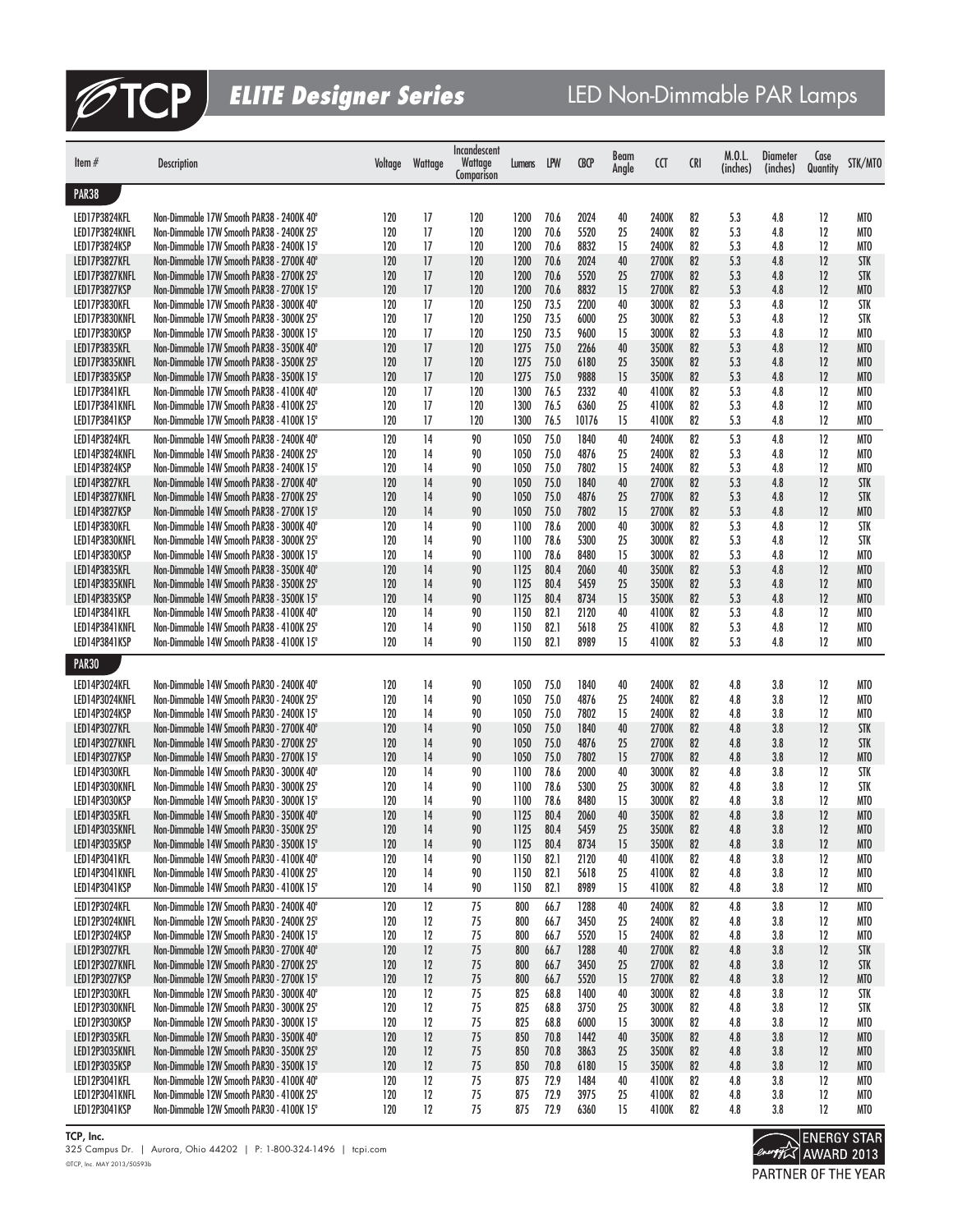# TCP ELITE Designer Series

## LED Non-Dimmable PAR Lamps

| Item # | Description | Voltage | Wattage | Incandescent Wattage Comparison | Lumens | LPW | CBCP | Beam Angle | CCT | CRI | M.O.L. (inches) | Diameter (inches) | Case Quantity | STK/MTO |
|---|---|---|---|---|---|---|---|---|---|---|---|---|---|---|
| **PAR38** | | | | | | | | | | | | | | |
| LED17P3824KFL | Non-Dimmable 17W Smooth PAR38 - 2400K 40° | 120 | 17 | 120 | 1200 | 70.6 | 2024 | 40 | 2400K | 82 | 5.3 | 4.8 | 12 | MTO |
| LED17P3824KNFL | Non-Dimmable 17W Smooth PAR38 - 2400K 25° | 120 | 17 | 120 | 1200 | 70.6 | 5520 | 25 | 2400K | 82 | 5.3 | 4.8 | 12 | MTO |
| LED17P3824KSP | Non-Dimmable 17W Smooth PAR38 - 2400K 15° | 120 | 17 | 120 | 1200 | 70.6 | 8832 | 15 | 2400K | 82 | 5.3 | 4.8 | 12 | MTO |
| LED17P3827KFL | Non-Dimmable 17W Smooth PAR38 - 2700K 40° | 120 | 17 | 120 | 1200 | 70.6 | 2024 | 40 | 2700K | 82 | 5.3 | 4.8 | 12 | STK |
| LED17P3827KNFL | Non-Dimmable 17W Smooth PAR38 - 2700K 25° | 120 | 17 | 120 | 1200 | 70.6 | 5520 | 25 | 2700K | 82 | 5.3 | 4.8 | 12 | STK |
| LED17P3827KSP | Non-Dimmable 17W Smooth PAR38 - 2700K 15° | 120 | 17 | 120 | 1200 | 70.6 | 8832 | 15 | 2700K | 82 | 5.3 | 4.8 | 12 | MTO |
| LED17P3830KFL | Non-Dimmable 17W Smooth PAR38 - 3000K 40° | 120 | 17 | 120 | 1250 | 73.5 | 2200 | 40 | 3000K | 82 | 5.3 | 4.8 | 12 | STK |
| LED17P3830KNFL | Non-Dimmable 17W Smooth PAR38 - 3000K 25° | 120 | 17 | 120 | 1250 | 73.5 | 6000 | 25 | 3000K | 82 | 5.3 | 4.8 | 12 | STK |
| LED17P3830KSP | Non-Dimmable 17W Smooth PAR38 - 3000K 15° | 120 | 17 | 120 | 1250 | 73.5 | 9600 | 15 | 3000K | 82 | 5.3 | 4.8 | 12 | MTO |
| LED17P3835KFL | Non-Dimmable 17W Smooth PAR38 - 3500K 40° | 120 | 17 | 120 | 1275 | 75.0 | 2266 | 40 | 3500K | 82 | 5.3 | 4.8 | 12 | MTO |
| LED17P3835KNFL | Non-Dimmable 17W Smooth PAR38 - 3500K 25° | 120 | 17 | 120 | 1275 | 75.0 | 6180 | 25 | 3500K | 82 | 5.3 | 4.8 | 12 | MTO |
| LED17P3835KSP | Non-Dimmable 17W Smooth PAR38 - 3500K 15° | 120 | 17 | 120 | 1275 | 75.0 | 9888 | 15 | 3500K | 82 | 5.3 | 4.8 | 12 | MTO |
| LED17P3841KFL | Non-Dimmable 17W Smooth PAR38 - 4100K 40° | 120 | 17 | 120 | 1300 | 76.5 | 2332 | 40 | 4100K | 82 | 5.3 | 4.8 | 12 | MTO |
| LED17P3841KNFL | Non-Dimmable 17W Smooth PAR38 - 4100K 25° | 120 | 17 | 120 | 1300 | 76.5 | 6360 | 25 | 4100K | 82 | 5.3 | 4.8 | 12 | MTO |
| LED17P3841KSP | Non-Dimmable 17W Smooth PAR38 - 4100K 15° | 120 | 17 | 120 | 1300 | 76.5 | 10176 | 15 | 4100K | 82 | 5.3 | 4.8 | 12 | MTO |
| LED14P3824KFL | Non-Dimmable 14W Smooth PAR38 - 2400K 40° | 120 | 14 | 90 | 1050 | 75.0 | 1840 | 40 | 2400K | 82 | 5.3 | 4.8 | 12 | MTO |
| LED14P3824KNFL | Non-Dimmable 14W Smooth PAR38 - 2400K 25° | 120 | 14 | 90 | 1050 | 75.0 | 4876 | 25 | 2400K | 82 | 5.3 | 4.8 | 12 | MTO |
| LED14P3824KSP | Non-Dimmable 14W Smooth PAR38 - 2400K 15° | 120 | 14 | 90 | 1050 | 75.0 | 7802 | 15 | 2400K | 82 | 5.3 | 4.8 | 12 | MTO |
| LED14P3827KFL | Non-Dimmable 14W Smooth PAR38 - 2700K 40° | 120 | 14 | 90 | 1050 | 75.0 | 1840 | 40 | 2700K | 82 | 5.3 | 4.8 | 12 | STK |
| LED14P3827KNFL | Non-Dimmable 14W Smooth PAR38 - 2700K 25° | 120 | 14 | 90 | 1050 | 75.0 | 4876 | 25 | 2700K | 82 | 5.3 | 4.8 | 12 | STK |
| LED14P3827KSP | Non-Dimmable 14W Smooth PAR38 - 2700K 15° | 120 | 14 | 90 | 1050 | 75.0 | 7802 | 15 | 2700K | 82 | 5.3 | 4.8 | 12 | MTO |
| LED14P3830KFL | Non-Dimmable 14W Smooth PAR38 - 3000K 40° | 120 | 14 | 90 | 1100 | 78.6 | 2000 | 40 | 3000K | 82 | 5.3 | 4.8 | 12 | STK |
| LED14P3830KNFL | Non-Dimmable 14W Smooth PAR38 - 3000K 25° | 120 | 14 | 90 | 1100 | 78.6 | 5300 | 25 | 3000K | 82 | 5.3 | 4.8 | 12 | STK |
| LED14P3830KSP | Non-Dimmable 14W Smooth PAR38 - 3000K 15° | 120 | 14 | 90 | 1100 | 78.6 | 8480 | 15 | 3000K | 82 | 5.3 | 4.8 | 12 | MTO |
| LED14P3835KFL | Non-Dimmable 14W Smooth PAR38 - 3500K 40° | 120 | 14 | 90 | 1125 | 80.4 | 2060 | 40 | 3500K | 82 | 5.3 | 4.8 | 12 | MTO |
| LED14P3835KNFL | Non-Dimmable 14W Smooth PAR38 - 3500K 25° | 120 | 14 | 90 | 1125 | 80.4 | 5459 | 25 | 3500K | 82 | 5.3 | 4.8 | 12 | MTO |
| LED14P3835KSP | Non-Dimmable 14W Smooth PAR38 - 3500K 15° | 120 | 14 | 90 | 1125 | 80.4 | 8734 | 15 | 3500K | 82 | 5.3 | 4.8 | 12 | MTO |
| LED14P3841KFL | Non-Dimmable 14W Smooth PAR38 - 4100K 40° | 120 | 14 | 90 | 1150 | 82.1 | 2120 | 40 | 4100K | 82 | 5.3 | 4.8 | 12 | MTO |
| LED14P3841KNFL | Non-Dimmable 14W Smooth PAR38 - 4100K 25° | 120 | 14 | 90 | 1150 | 82.1 | 5618 | 25 | 4100K | 82 | 5.3 | 4.8 | 12 | MTO |
| LED14P3841KSP | Non-Dimmable 14W Smooth PAR38 - 4100K 15° | 120 | 14 | 90 | 1150 | 82.1 | 8989 | 15 | 4100K | 82 | 5.3 | 4.8 | 12 | MTO |
| **PAR30** | | | | | | | | | | | | | | |
| LED14P3024KFL | Non-Dimmable 14W Smooth PAR30 - 2400K 40° | 120 | 14 | 90 | 1050 | 75.0 | 1840 | 40 | 2400K | 82 | 4.8 | 3.8 | 12 | MTO |
| LED14P3024KNFL | Non-Dimmable 14W Smooth PAR30 - 2400K 25° | 120 | 14 | 90 | 1050 | 75.0 | 4876 | 25 | 2400K | 82 | 4.8 | 3.8 | 12 | MTO |
| LED14P3024KSP | Non-Dimmable 14W Smooth PAR30 - 2400K 15° | 120 | 14 | 90 | 1050 | 75.0 | 7802 | 15 | 2400K | 82 | 4.8 | 3.8 | 12 | MTO |
| LED14P3027KFL | Non-Dimmable 14W Smooth PAR30 - 2700K 40° | 120 | 14 | 90 | 1050 | 75.0 | 1840 | 40 | 2700K | 82 | 4.8 | 3.8 | 12 | STK |
| LED14P3027KNFL | Non-Dimmable 14W Smooth PAR30 - 2700K 25° | 120 | 14 | 90 | 1050 | 75.0 | 4876 | 25 | 2700K | 82 | 4.8 | 3.8 | 12 | STK |
| LED14P3027KSP | Non-Dimmable 14W Smooth PAR30 - 2700K 15° | 120 | 14 | 90 | 1050 | 75.0 | 7802 | 15 | 2700K | 82 | 4.8 | 3.8 | 12 | MTO |
| LED14P3030KFL | Non-Dimmable 14W Smooth PAR30 - 3000K 40° | 120 | 14 | 90 | 1100 | 78.6 | 2000 | 40 | 3000K | 82 | 4.8 | 3.8 | 12 | STK |
| LED14P3030KNFL | Non-Dimmable 14W Smooth PAR30 - 3000K 25° | 120 | 14 | 90 | 1100 | 78.6 | 5300 | 25 | 3000K | 82 | 4.8 | 3.8 | 12 | STK |
| LED14P3030KSP | Non-Dimmable 14W Smooth PAR30 - 3000K 15° | 120 | 14 | 90 | 1100 | 78.6 | 8480 | 15 | 3000K | 82 | 4.8 | 3.8 | 12 | MTO |
| LED14P3035KFL | Non-Dimmable 14W Smooth PAR30 - 3500K 40° | 120 | 14 | 90 | 1125 | 80.4 | 2060 | 40 | 3500K | 82 | 4.8 | 3.8 | 12 | MTO |
| LED14P3035KNFL | Non-Dimmable 14W Smooth PAR30 - 3500K 25° | 120 | 14 | 90 | 1125 | 80.4 | 5459 | 25 | 3500K | 82 | 4.8 | 3.8 | 12 | MTO |
| LED14P3035KSP | Non-Dimmable 14W Smooth PAR30 - 3500K 15° | 120 | 14 | 90 | 1125 | 80.4 | 8734 | 15 | 3500K | 82 | 4.8 | 3.8 | 12 | MTO |
| LED14P3041KFL | Non-Dimmable 14W Smooth PAR30 - 4100K 40° | 120 | 14 | 90 | 1150 | 82.1 | 2120 | 40 | 4100K | 82 | 4.8 | 3.8 | 12 | MTO |
| LED14P3041KNFL | Non-Dimmable 14W Smooth PAR30 - 4100K 25° | 120 | 14 | 90 | 1150 | 82.1 | 5618 | 25 | 4100K | 82 | 4.8 | 3.8 | 12 | MTO |
| LED14P3041KSP | Non-Dimmable 14W Smooth PAR30 - 4100K 15° | 120 | 14 | 90 | 1150 | 82.1 | 8989 | 15 | 4100K | 82 | 4.8 | 3.8 | 12 | MTO |
| LED12P3024KFL | Non-Dimmable 12W Smooth PAR30 - 2400K 40° | 120 | 12 | 75 | 800 | 66.7 | 1288 | 40 | 2400K | 82 | 4.8 | 3.8 | 12 | MTO |
| LED12P3024KNFL | Non-Dimmable 12W Smooth PAR30 - 2400K 25° | 120 | 12 | 75 | 800 | 66.7 | 3450 | 25 | 2400K | 82 | 4.8 | 3.8 | 12 | MTO |
| LED12P3024KSP | Non-Dimmable 12W Smooth PAR30 - 2400K 15° | 120 | 12 | 75 | 800 | 66.7 | 5520 | 15 | 2400K | 82 | 4.8 | 3.8 | 12 | MTO |
| LED12P3027KFL | Non-Dimmable 12W Smooth PAR30 - 2700K 40° | 120 | 12 | 75 | 800 | 66.7 | 1288 | 40 | 2700K | 82 | 4.8 | 3.8 | 12 | STK |
| LED12P3027KNFL | Non-Dimmable 12W Smooth PAR30 - 2700K 25° | 120 | 12 | 75 | 800 | 66.7 | 3450 | 25 | 2700K | 82 | 4.8 | 3.8 | 12 | STK |
| LED12P3027KSP | Non-Dimmable 12W Smooth PAR30 - 2700K 15° | 120 | 12 | 75 | 800 | 66.7 | 5520 | 15 | 2700K | 82 | 4.8 | 3.8 | 12 | MTO |
| LED12P3030KFL | Non-Dimmable 12W Smooth PAR30 - 3000K 40° | 120 | 12 | 75 | 825 | 68.8 | 1400 | 40 | 3000K | 82 | 4.8 | 3.8 | 12 | STK |
| LED12P3030KNFL | Non-Dimmable 12W Smooth PAR30 - 3000K 25° | 120 | 12 | 75 | 825 | 68.8 | 3750 | 25 | 3000K | 82 | 4.8 | 3.8 | 12 | STK |
| LED12P3030KSP | Non-Dimmable 12W Smooth PAR30 - 3000K 15° | 120 | 12 | 75 | 825 | 68.8 | 6000 | 15 | 3000K | 82 | 4.8 | 3.8 | 12 | MTO |
| LED12P3035KFL | Non-Dimmable 12W Smooth PAR30 - 3500K 40° | 120 | 12 | 75 | 850 | 70.8 | 1442 | 40 | 3500K | 82 | 4.8 | 3.8 | 12 | MTO |
| LED12P3035KNFL | Non-Dimmable 12W Smooth PAR30 - 3500K 25° | 120 | 12 | 75 | 850 | 70.8 | 3863 | 25 | 3500K | 82 | 4.8 | 3.8 | 12 | MTO |
| LED12P3035KSP | Non-Dimmable 12W Smooth PAR30 - 3500K 15° | 120 | 12 | 75 | 850 | 70.8 | 6180 | 15 | 3500K | 82 | 4.8 | 3.8 | 12 | MTO |
| LED12P3041KFL | Non-Dimmable 12W Smooth PAR30 - 4100K 40° | 120 | 12 | 75 | 875 | 72.9 | 1484 | 40 | 4100K | 82 | 4.8 | 3.8 | 12 | MTO |
| LED12P3041KNFL | Non-Dimmable 12W Smooth PAR30 - 4100K 25° | 120 | 12 | 75 | 875 | 72.9 | 3975 | 25 | 4100K | 82 | 4.8 | 3.8 | 12 | MTO |
| LED12P3041KSP | Non-Dimmable 12W Smooth PAR30 - 4100K 15° | 120 | 12 | 75 | 875 | 72.9 | 6360 | 15 | 4100K | 82 | 4.8 | 3.8 | 12 | MTO |

**TCP, Inc.**
325 Campus Dr. | Aurora, Ohio 44202 | P: 1-800-324-1496 | tcpi.com
©TCP, Inc. MAY 2013/50593b

ENERGY STAR AWARD 2013 PARTNER OF THE YEAR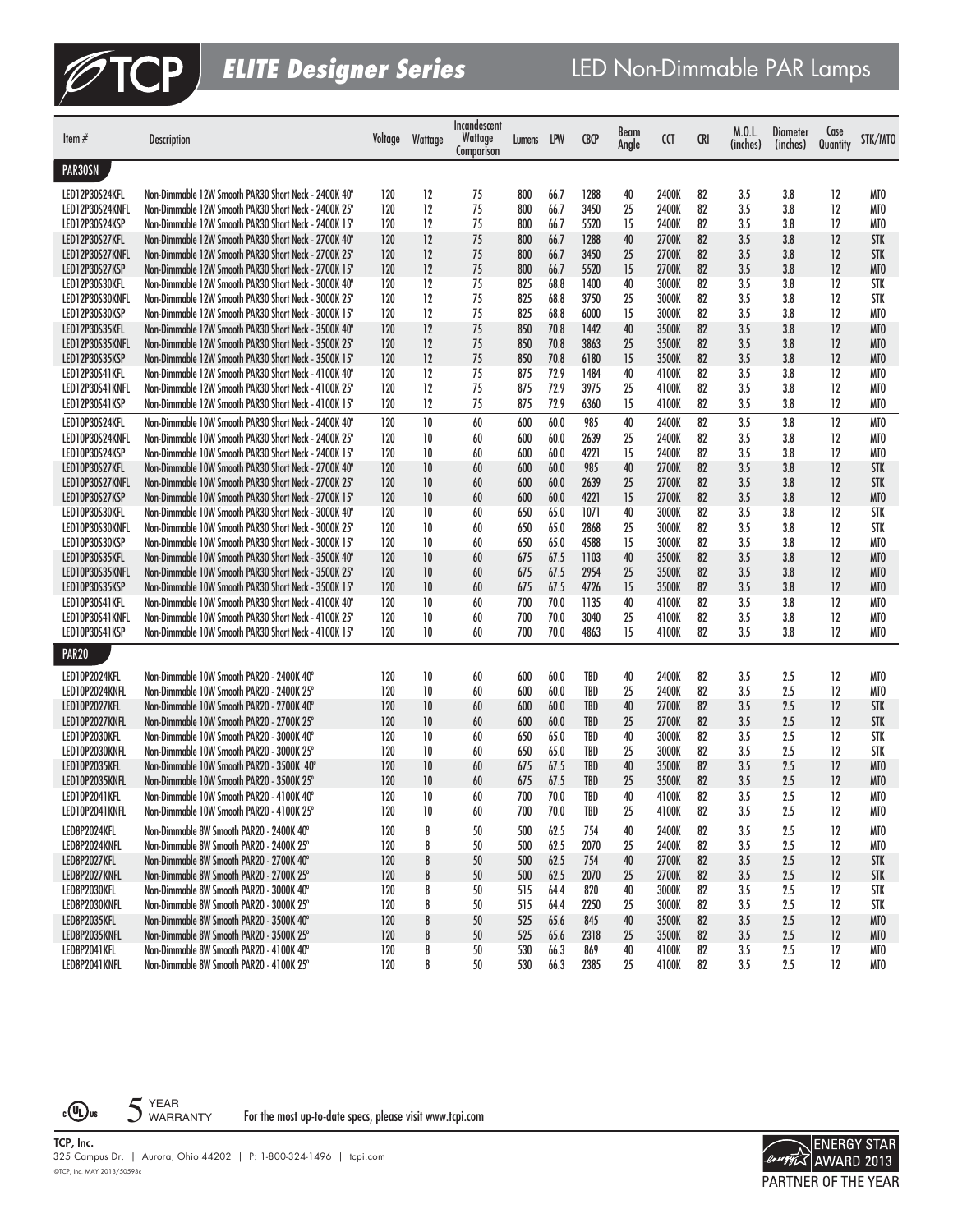# ELITE Designer Series

## LED Non-Dimmable PAR Lamps

| Item # | Description | Voltage | Wattage | Incandescent Wattage Comparison | Lumens | LPW | CBCP | Beam Angle | CCT | CRI | M.O.L. (inches) | Diameter (inches) | Case Quantity | STK/MTO |
|---|---|---|---|---|---|---|---|---|---|---|---|---|---|---|
| **PAR30SN** | | | | | | | | | | | | | | |
| LED12P30S24KFL | Non-Dimmable 12W Smooth PAR30 Short Neck - 2400K 40° | 120 | 12 | 75 | 800 | 66.7 | 1288 | 40 | 2400K | 82 | 3.5 | 3.8 | 12 | MTO |
| LED12P30S24KNFL | Non-Dimmable 12W Smooth PAR30 Short Neck - 2400K 25° | 120 | 12 | 75 | 800 | 66.7 | 3450 | 25 | 2400K | 82 | 3.5 | 3.8 | 12 | MTO |
| LED12P30S24KSP | Non-Dimmable 12W Smooth PAR30 Short Neck - 2400K 15° | 120 | 12 | 75 | 800 | 66.7 | 5520 | 15 | 2400K | 82 | 3.5 | 3.8 | 12 | MTO |
| LED12P30S27KFL | Non-Dimmable 12W Smooth PAR30 Short Neck - 2700K 40° | 120 | 12 | 75 | 800 | 66.7 | 1288 | 40 | 2700K | 82 | 3.5 | 3.8 | 12 | STK |
| LED12P30S27KNFL | Non-Dimmable 12W Smooth PAR30 Short Neck - 2700K 25° | 120 | 12 | 75 | 800 | 66.7 | 3450 | 25 | 2700K | 82 | 3.5 | 3.8 | 12 | STK |
| LED12P30S27KSP | Non-Dimmable 12W Smooth PAR30 Short Neck - 2700K 15° | 120 | 12 | 75 | 800 | 66.7 | 5520 | 15 | 2700K | 82 | 3.5 | 3.8 | 12 | MTO |
| LED12P30S30KFL | Non-Dimmable 12W Smooth PAR30 Short Neck - 3000K 40° | 120 | 12 | 75 | 825 | 68.8 | 1400 | 40 | 3000K | 82 | 3.5 | 3.8 | 12 | STK |
| LED12P30S30KNFL | Non-Dimmable 12W Smooth PAR30 Short Neck - 3000K 25° | 120 | 12 | 75 | 825 | 68.8 | 3750 | 25 | 3000K | 82 | 3.5 | 3.8 | 12 | STK |
| LED12P30S30KSP | Non-Dimmable 12W Smooth PAR30 Short Neck - 3000K 15° | 120 | 12 | 75 | 825 | 68.8 | 6000 | 15 | 3000K | 82 | 3.5 | 3.8 | 12 | MTO |
| LED12P30S35KFL | Non-Dimmable 12W Smooth PAR30 Short Neck - 3500K 40° | 120 | 12 | 75 | 850 | 70.8 | 1442 | 40 | 3500K | 82 | 3.5 | 3.8 | 12 | MTO |
| LED12P30S35KNFL | Non-Dimmable 12W Smooth PAR30 Short Neck - 3500K 25° | 120 | 12 | 75 | 850 | 70.8 | 3863 | 25 | 3500K | 82 | 3.5 | 3.8 | 12 | MTO |
| LED12P30S35KSP | Non-Dimmable 12W Smooth PAR30 Short Neck - 3500K 15° | 120 | 12 | 75 | 850 | 70.8 | 6180 | 15 | 3500K | 82 | 3.5 | 3.8 | 12 | MTO |
| LED12P30S41KFL | Non-Dimmable 12W Smooth PAR30 Short Neck - 4100K 40° | 120 | 12 | 75 | 875 | 72.9 | 1484 | 40 | 4100K | 82 | 3.5 | 3.8 | 12 | MTO |
| LED12P30S41KNFL | Non-Dimmable 12W Smooth PAR30 Short Neck - 4100K 25° | 120 | 12 | 75 | 875 | 72.9 | 3975 | 25 | 4100K | 82 | 3.5 | 3.8 | 12 | MTO |
| LED12P30S41KSP | Non-Dimmable 12W Smooth PAR30 Short Neck - 4100K 15° | 120 | 12 | 75 | 875 | 72.9 | 6360 | 15 | 4100K | 82 | 3.5 | 3.8 | 12 | MTO |
| LED10P30S24KFL | Non-Dimmable 10W Smooth PAR30 Short Neck - 2400K 40° | 120 | 10 | 60 | 600 | 60.0 | 985 | 40 | 2400K | 82 | 3.5 | 3.8 | 12 | MTO |
| LED10P30S24KNFL | Non-Dimmable 10W Smooth PAR30 Short Neck - 2400K 25° | 120 | 10 | 60 | 600 | 60.0 | 2639 | 25 | 2400K | 82 | 3.5 | 3.8 | 12 | MTO |
| LED10P30S24KSP | Non-Dimmable 10W Smooth PAR30 Short Neck - 2400K 15° | 120 | 10 | 60 | 600 | 60.0 | 4221 | 15 | 2400K | 82 | 3.5 | 3.8 | 12 | MTO |
| LED10P30S27KFL | Non-Dimmable 10W Smooth PAR30 Short Neck - 2700K 40° | 120 | 10 | 60 | 600 | 60.0 | 985 | 40 | 2700K | 82 | 3.5 | 3.8 | 12 | STK |
| LED10P30S27KNFL | Non-Dimmable 10W Smooth PAR30 Short Neck - 2700K 25° | 120 | 10 | 60 | 600 | 60.0 | 2639 | 25 | 2700K | 82 | 3.5 | 3.8 | 12 | STK |
| LED10P30S27KSP | Non-Dimmable 10W Smooth PAR30 Short Neck - 2700K 15° | 120 | 10 | 60 | 600 | 60.0 | 4221 | 15 | 2700K | 82 | 3.5 | 3.8 | 12 | MTO |
| LED10P30S30KFL | Non-Dimmable 10W Smooth PAR30 Short Neck - 3000K 40° | 120 | 10 | 60 | 650 | 65.0 | 1071 | 40 | 3000K | 82 | 3.5 | 3.8 | 12 | STK |
| LED10P30S30KNFL | Non-Dimmable 10W Smooth PAR30 Short Neck - 3000K 25° | 120 | 10 | 60 | 650 | 65.0 | 2868 | 25 | 3000K | 82 | 3.5 | 3.8 | 12 | STK |
| LED10P30S30KSP | Non-Dimmable 10W Smooth PAR30 Short Neck - 3000K 15° | 120 | 10 | 60 | 650 | 65.0 | 4588 | 15 | 3000K | 82 | 3.5 | 3.8 | 12 | MTO |
| LED10P30S35KFL | Non-Dimmable 10W Smooth PAR30 Short Neck - 3500K 40° | 120 | 10 | 60 | 675 | 67.5 | 1103 | 40 | 3500K | 82 | 3.5 | 3.8 | 12 | MTO |
| LED10P30S35KNFL | Non-Dimmable 10W Smooth PAR30 Short Neck - 3500K 25° | 120 | 10 | 60 | 675 | 67.5 | 2954 | 25 | 3500K | 82 | 3.5 | 3.8 | 12 | MTO |
| LED10P30S35KSP | Non-Dimmable 10W Smooth PAR30 Short Neck - 3500K 15° | 120 | 10 | 60 | 675 | 67.5 | 4726 | 15 | 3500K | 82 | 3.5 | 3.8 | 12 | MTO |
| LED10P30S41KFL | Non-Dimmable 10W Smooth PAR30 Short Neck - 4100K 40° | 120 | 10 | 60 | 700 | 70.0 | 1135 | 40 | 4100K | 82 | 3.5 | 3.8 | 12 | MTO |
| LED10P30S41KNFL | Non-Dimmable 10W Smooth PAR30 Short Neck - 4100K 25° | 120 | 10 | 60 | 700 | 70.0 | 3040 | 25 | 4100K | 82 | 3.5 | 3.8 | 12 | MTO |
| LED10P30S41KSP | Non-Dimmable 10W Smooth PAR30 Short Neck - 4100K 15° | 120 | 10 | 60 | 700 | 70.0 | 4863 | 15 | 4100K | 82 | 3.5 | 3.8 | 12 | MTO |
| **PAR20** | | | | | | | | | | | | | | |
| LED10P2024KFL | Non-Dimmable 10W Smooth PAR20 - 2400K 40° | 120 | 10 | 60 | 600 | 60.0 | TBD | 40 | 2400K | 82 | 3.5 | 2.5 | 12 | MTO |
| LED10P2024KNFL | Non-Dimmable 10W Smooth PAR20 - 2400K 25° | 120 | 10 | 60 | 600 | 60.0 | TBD | 25 | 2400K | 82 | 3.5 | 2.5 | 12 | MTO |
| LED10P2027KFL | Non-Dimmable 10W Smooth PAR20 - 2700K 40° | 120 | 10 | 60 | 600 | 60.0 | TBD | 40 | 2700K | 82 | 3.5 | 2.5 | 12 | STK |
| LED10P2027KNFL | Non-Dimmable 10W Smooth PAR20 - 2700K 25° | 120 | 10 | 60 | 600 | 60.0 | TBD | 25 | 2700K | 82 | 3.5 | 2.5 | 12 | STK |
| LED10P2030KFL | Non-Dimmable 10W Smooth PAR20 - 3000K 40° | 120 | 10 | 60 | 650 | 65.0 | TBD | 40 | 3000K | 82 | 3.5 | 2.5 | 12 | STK |
| LED10P2030KNFL | Non-Dimmable 10W Smooth PAR20 - 3000K 25° | 120 | 10 | 60 | 650 | 65.0 | TBD | 25 | 3000K | 82 | 3.5 | 2.5 | 12 | STK |
| LED10P2035KFL | Non-Dimmable 10W Smooth PAR20 - 3500K 40° | 120 | 10 | 60 | 675 | 67.5 | TBD | 40 | 3500K | 82 | 3.5 | 2.5 | 12 | MTO |
| LED10P2035KNFL | Non-Dimmable 10W Smooth PAR20 - 3500K 25° | 120 | 10 | 60 | 675 | 67.5 | TBD | 25 | 3500K | 82 | 3.5 | 2.5 | 12 | MTO |
| LED10P2041KFL | Non-Dimmable 10W Smooth PAR20 - 4100K 40° | 120 | 10 | 60 | 700 | 70.0 | TBD | 40 | 4100K | 82 | 3.5 | 2.5 | 12 | MTO |
| LED10P2041KNFL | Non-Dimmable 10W Smooth PAR20 - 4100K 25° | 120 | 10 | 60 | 700 | 70.0 | TBD | 25 | 4100K | 82 | 3.5 | 2.5 | 12 | MTO |
| LED8P2024KFL | Non-Dimmable 8W Smooth PAR20 - 2400K 40° | 120 | 8 | 50 | 500 | 62.5 | 754 | 40 | 2400K | 82 | 3.5 | 2.5 | 12 | MTO |
| LED8P2024KNFL | Non-Dimmable 8W Smooth PAR20 - 2400K 25° | 120 | 8 | 50 | 500 | 62.5 | 2070 | 25 | 2400K | 82 | 3.5 | 2.5 | 12 | MTO |
| LED8P2027KFL | Non-Dimmable 8W Smooth PAR20 - 2700K 40° | 120 | 8 | 50 | 500 | 62.5 | 754 | 40 | 2700K | 82 | 3.5 | 2.5 | 12 | STK |
| LED8P2027KNFL | Non-Dimmable 8W Smooth PAR20 - 2700K 25° | 120 | 8 | 50 | 500 | 62.5 | 2070 | 25 | 2700K | 82 | 3.5 | 2.5 | 12 | STK |
| LED8P2030KFL | Non-Dimmable 8W Smooth PAR20 - 3000K 40° | 120 | 8 | 50 | 515 | 64.4 | 820 | 40 | 3000K | 82 | 3.5 | 2.5 | 12 | STK |
| LED8P2030KNFL | Non-Dimmable 8W Smooth PAR20 - 3000K 25° | 120 | 8 | 50 | 515 | 64.4 | 2250 | 25 | 3000K | 82 | 3.5 | 2.5 | 12 | STK |
| LED8P2035KFL | Non-Dimmable 8W Smooth PAR20 - 3500K 40° | 120 | 8 | 50 | 525 | 65.6 | 845 | 40 | 3500K | 82 | 3.5 | 2.5 | 12 | MTO |
| LED8P2035KNFL | Non-Dimmable 8W Smooth PAR20 - 3500K 25° | 120 | 8 | 50 | 525 | 65.6 | 2318 | 25 | 3500K | 82 | 3.5 | 2.5 | 12 | MTO |
| LED8P2041KFL | Non-Dimmable 8W Smooth PAR20 - 4100K 40° | 120 | 8 | 50 | 530 | 66.3 | 869 | 40 | 4100K | 82 | 3.5 | 2.5 | 12 | MTO |
| LED8P2041KNFL | Non-Dimmable 8W Smooth PAR20 - 4100K 25° | 120 | 8 | 50 | 530 | 66.3 | 2385 | 25 | 4100K | 82 | 3.5 | 2.5 | 12 | MTO |

5 YEAR WARRANTY

For the most up-to-date specs, please visit www.tcpi.com

**TCP, Inc.**
325 Campus Dr. | Aurora, Ohio 44202 | P: 1-800-324-1496 | tcpi.com
©TCP, Inc. MAY 2013/50593c

ENERGY STAR AWARD 2013
PARTNER OF THE YEAR